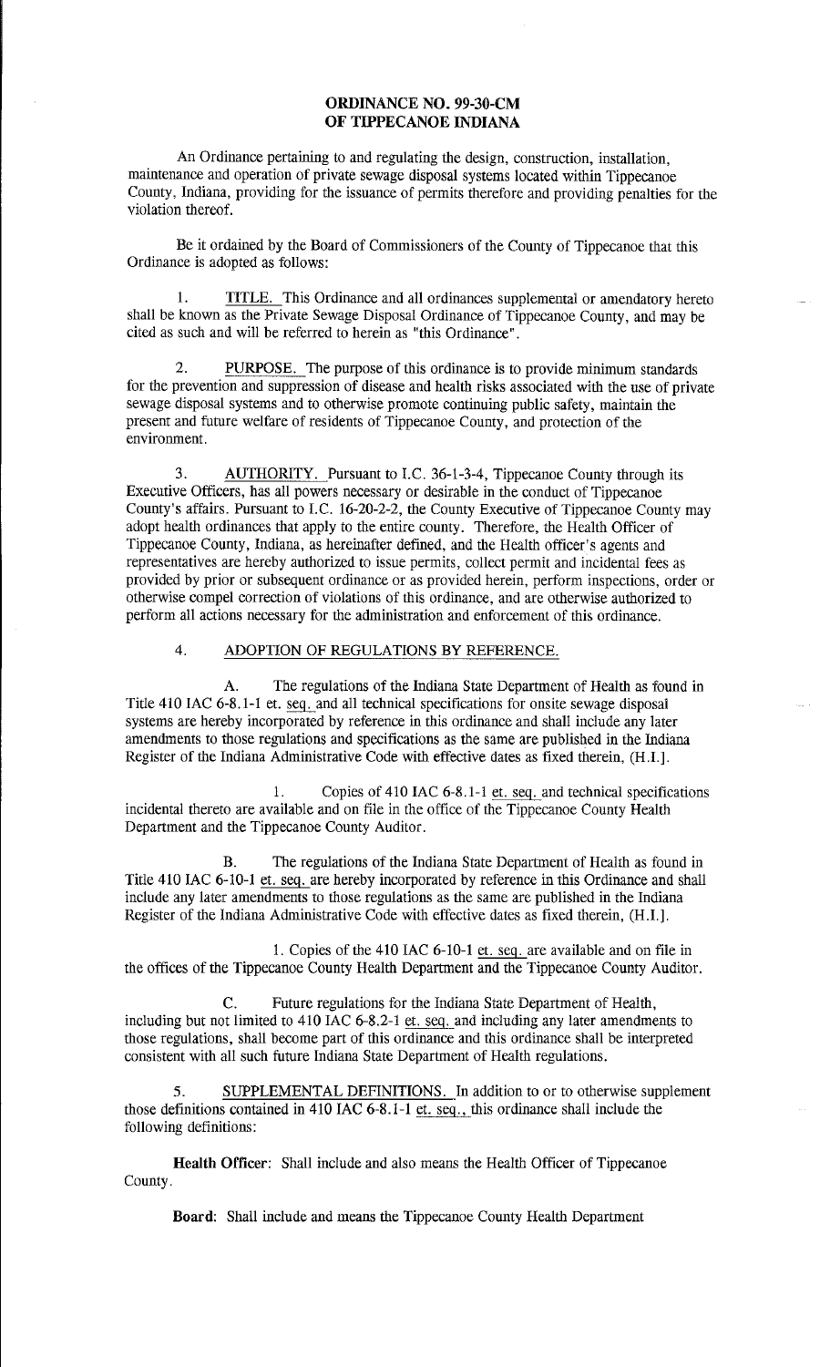**ORDINANCE NO. 99-30-CM**
**OF TIPPECANOE INDIANA**

An Ordinance pertaining to and regulating the design, construction, installation, maintenance and operation of private sewage disposal systems located within Tippecanoe County, Indiana, providing for the issuance of permits therefore and providing penalties for the violation thereof.

Be it ordained by the Board of Commissioners of the County of Tippecanoe that this Ordinance is adopted as follows:

1. TITLE. This Ordinance and all ordinances supplemental or amendatory hereto shall be known as the Private Sewage Disposal Ordinance of Tippecanoe County, and may be cited as such and will be referred to herein as "this Ordinance".

2. PURPOSE. The purpose of this ordinance is to provide minimum standards for the prevention and suppression of disease and health risks associated with the use of private sewage disposal systems and to otherwise promote continuing public safety, maintain the present and future welfare of residents of Tippecanoe County, and protection of the environment.

3. AUTHORITY. Pursuant to I.C. 36-1-3-4, Tippecanoe County through its Executive Officers, has all powers necessary or desirable in the conduct of Tippecanoe County's affairs. Pursuant to I.C. 16-20-2-2, the County Executive of Tippecanoe County may adopt health ordinances that apply to the entire county. Therefore, the Health Officer of Tippecanoe County, Indiana, as hereinafter defined, and the Health officer's agents and representatives are hereby authorized to issue permits, collect permit and incidental fees as provided by prior or subsequent ordinance or as provided herein, perform inspections, order or otherwise compel correction of violations of this ordinance, and are otherwise authorized to perform all actions necessary for the administration and enforcement of this ordinance.

4. ADOPTION OF REGULATIONS BY REFERENCE.

A. The regulations of the Indiana State Department of Health as found in Title 410 IAC 6-8.1-1 et. seq. and all technical specifications for onsite sewage disposal systems are hereby incorporated by reference in this ordinance and shall include any later amendments to those regulations and specifications as the same are published in the Indiana Register of the Indiana Administrative Code with effective dates as fixed therein, (H.I.].

1. Copies of 410 IAC 6-8.1-1 et. seq. and technical specifications incidental thereto are available and on file in the office of the Tippecanoe County Health Department and the Tippecanoe County Auditor.

B. The regulations of the Indiana State Department of Health as found in Title 410 IAC 6-10-1 et. seq. are hereby incorporated by reference in this Ordinance and shall include any later amendments to those regulations as the same are published in the Indiana Register of the Indiana Administrative Code with effective dates as fixed therein, (H.I.].

1. Copies of the 410 IAC 6-10-1 et. seq. are available and on file in the offices of the Tippecanoe County Health Department and the Tippecanoe County Auditor.

C. Future regulations for the Indiana State Department of Health, including but not limited to 410 IAC 6-8.2-1 et. seq. and including any later amendments to those regulations, shall become part of this ordinance and this ordinance shall be interpreted consistent with all such future Indiana State Department of Health regulations.

5. SUPPLEMENTAL DEFINITIONS. In addition to or to otherwise supplement those definitions contained in 410 IAC 6-8.1-1 et. seq., this ordinance shall include the following definitions:

**Health Officer**: Shall include and also means the Health Officer of Tippecanoe County.

**Board**: Shall include and means the Tippecanoe County Health Department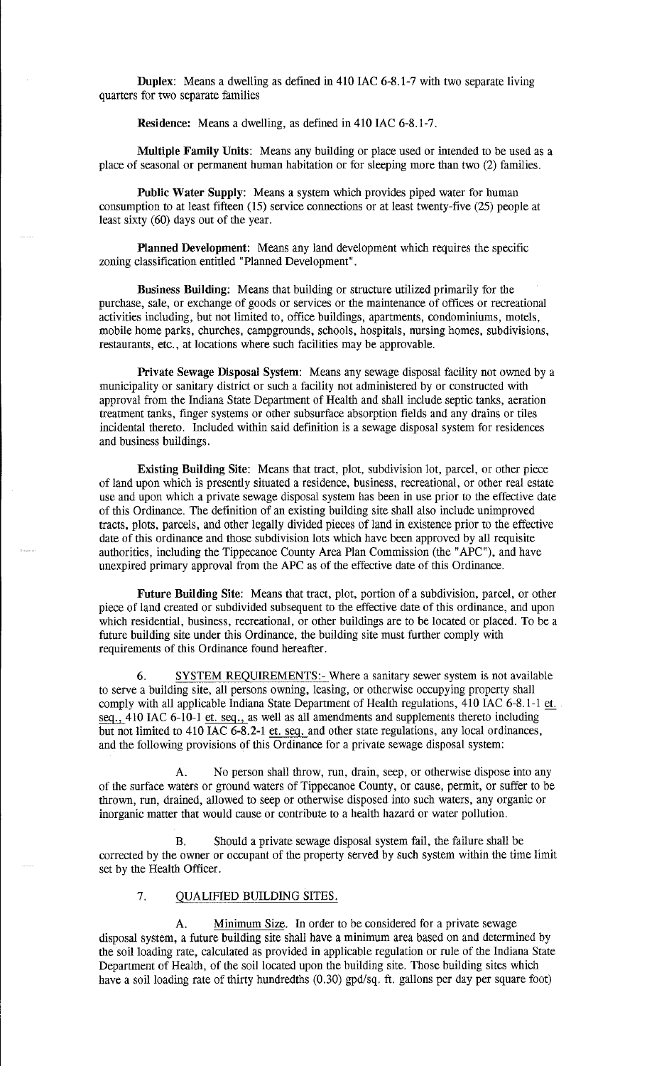**Duplex**: Means a dwelling as defined in 410 IAC 6-8.1-7 with two separate living quarters for two separate families

**Residence:** Means a dwelling, as defined in 410 IAC 6-8.1-7.

**Multiple Family Units**: Means any building or place used or intended to be used as a place of seasonal or permanent human habitation or for sleeping more than two (2) families.

**Public Water Supply**: Means a system which provides piped water for human consumption to at least fifteen (15) service connections or at least twenty-five (25) people at least sixty (60) days out of the year.

**Planned Development**: Means any land development which requires the specific zoning classification entitled "Planned Development".

**Business Building:** Means that building or structure utilized primarily for the purchase, sale, or exchange of goods or services or the maintenance of offices or recreational activities including, but not limited to, office buildings, apartments, condominiums, motels, mobile home parks, churches, campgrounds, schools, hospitals, nursing homes, subdivisions, restaurants, etc., at locations where such facilities may be approvable.

**Private Sewage Disposal System**: Means any sewage disposal facility not owned by a municipality or sanitary district or such a facility not administered by or constructed with approval from the Indiana State Department of Health and shall include septic tanks, aeration treatment tanks, finger systems or other subsurface absorption fields and any drains or tiles incidental thereto. Included within said definition is a sewage disposal system for residences and business buildings.

**Existing Building Site**: Means that tract, plot, subdivision lot, parcel, or other piece of land upon which is presently situated a residence, business, recreational, or other real estate use and upon which a private sewage disposal system has been in use prior to the effective date of this Ordinance. The definition of an existing building site shall also include unimproved tracts, plots, parcels, and other legally divided pieces of land in existence prior to the effective date of this ordinance and those subdivision lots which have been approved by all requisite authorities, including the Tippecanoe County Area Plan Commission (the "APC"), and have unexpired primary approval from the APC as of the effective date of this Ordinance.

**Future Building Site**: Means that tract, plot, portion of a subdivision, parcel, or other piece of land created or subdivided subsequent to the effective date of this ordinance, and upon which residential, business, recreational, or other buildings are to be located or placed. To be a future building site under this Ordinance, the building site must further comply with requirements of this Ordinance found hereafter.

6. SYSTEM REQUIREMENTS:- Where a sanitary sewer system is not available to serve a building site, all persons owning, leasing, or otherwise occupying property shall comply with all applicable Indiana State Department of Health regulations, 410 IAC 6-8.1-1 et. seq., 410 IAC 6-10-1 et. seq., as well as all amendments and supplements thereto including but not limited to 410 IAC 6-8.2-1 et. seq. and other state regulations, any local ordinances, and the following provisions of this Ordinance for a private sewage disposal system:

A. No person shall throw, run, drain, seep, or otherwise dispose into any of the surface waters or ground waters of Tippecanoe County, or cause, permit, or suffer to be thrown, run, drained, allowed to seep or otherwise disposed into such waters, any organic or inorganic matter that would cause or contribute to a health hazard or water pollution.

B. Should a private sewage disposal system fail, the failure shall be corrected by the owner or occupant of the property served by such system within the time limit set by the Health Officer.

7. QUALIFIED BUILDING SITES.

A. Minimum Size. In order to be considered for a private sewage disposal system, a future building site shall have a minimum area based on and determined by the soil loading rate, calculated as provided in applicable regulation or rule of the Indiana State Department of Health, of the soil located upon the building site. Those building sites which have a soil loading rate of thirty hundredths (0.30) gpd/sq. ft. gallons per day per square foot)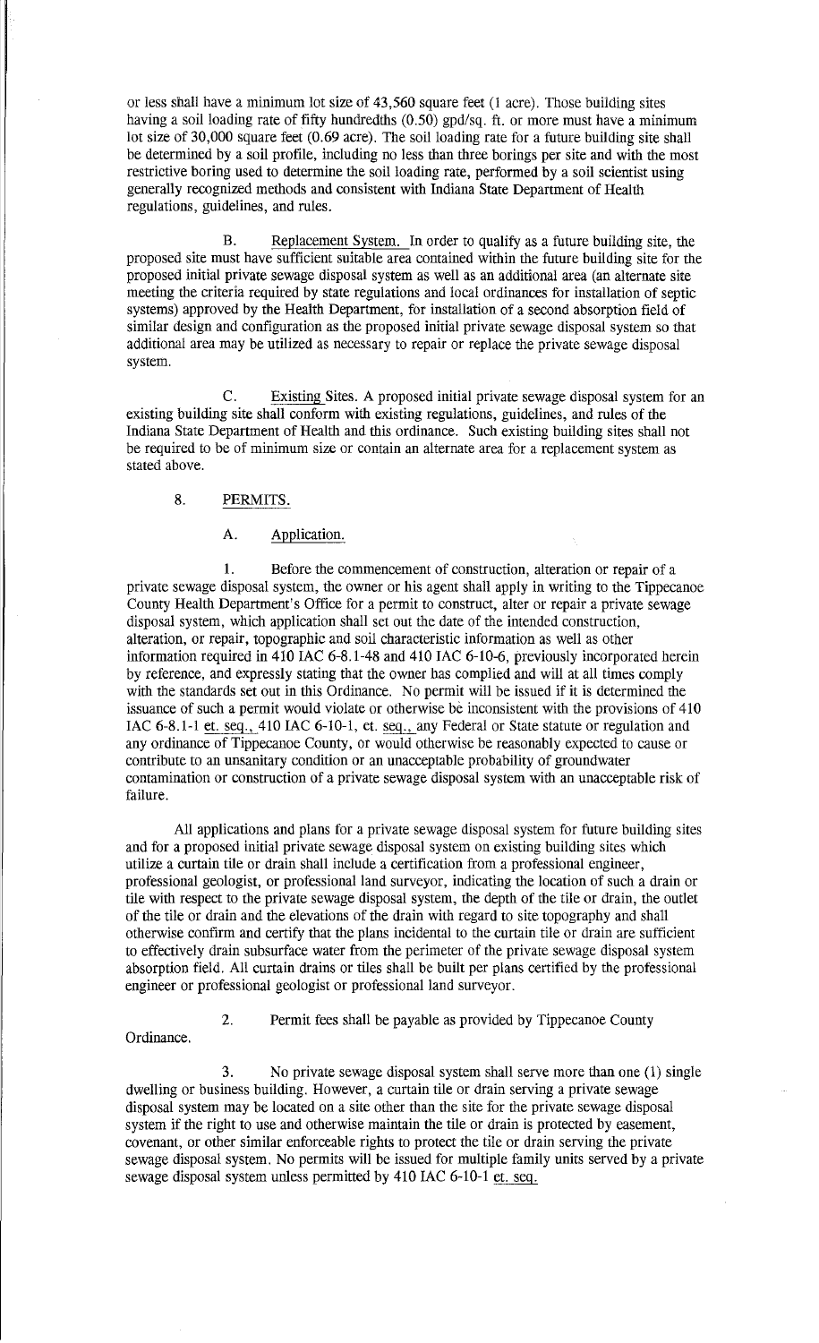or less shall have a minimum lot size of 43,560 square feet (1 acre). Those building sites having a soil loading rate of fifty hundredths (0.50) gpd/sq. ft. or more must have a minimum lot size of 30,000 square feet (0.69 acre). The soil loading rate for a future building site shall be determined by a soil profile, including no less than three borings per site and with the most restrictive boring used to determine the soil loading rate, performed by a soil scientist using generally recognized methods and consistent with Indiana State Department of Health regulations, guidelines, and rules.

B. Replacement System. In order to qualify as a future building site, the proposed site must have sufficient suitable area contained within the future building site for the proposed initial private sewage disposal system as well as an additional area (an alternate site meeting the criteria required by state regulations and local ordinances for installation of septic systems) approved by the Health Department, for installation of a second absorption field of similar design and configuration as the proposed initial private sewage disposal system so that additional area may be utilized as necessary to repair or replace the private sewage disposal system.

C. Existing Sites. A proposed initial private sewage disposal system for an existing building site shall conform with existing regulations, guidelines, and rules of the Indiana State Department of Health and this ordinance. Such existing building sites shall not be required to be of minimum size or contain an alternate area for a replacement system as stated above.

8. PERMITS.

A. Application.

1. Before the commencement of construction, alteration or repair of a private sewage disposal system, the owner or his agent shall apply in writing to the Tippecanoe County Health Department's Office for a permit to construct, alter or repair a private sewage disposal system, which application shall set out the date of the intended construction, alteration, or repair, topographic and soil characteristic information as well as other information required in 410 IAC 6-8.1-48 and 410 IAC 6-10-6, previously incorporated herein by reference, and expressly stating that the owner has complied and will at all times comply with the standards set out in this Ordinance. No permit will be issued if it is determined the issuance of such a permit would violate or otherwise be inconsistent with the provisions of 410 IAC 6-8.1-1 et. seq., 410 IAC 6-10-1, et. seq., any Federal or State statute or regulation and any ordinance of Tippecanoe County, or would otherwise be reasonably expected to cause or contribute to an unsanitary condition or an unacceptable probability of groundwater contamination or construction of a private sewage disposal system with an unacceptable risk of failure.

All applications and plans for a private sewage disposal system for future building sites and for a proposed initial private sewage disposal system on existing building sites which utilize a curtain tile or drain shall include a certification from a professional engineer, professional geologist, or professional land surveyor, indicating the location of such a drain or tile with respect to the private sewage disposal system, the depth of the tile or drain, the outlet of the tile or drain and the elevations of the drain with regard to site topography and shall otherwise confirm and certify that the plans incidental to the curtain tile or drain are sufficient to effectively drain subsurface water from the perimeter of the private sewage disposal system absorption field. All curtain drains or tiles shall be built per plans certified by the professional engineer or professional geologist or professional land surveyor.

2. Permit fees shall be payable as provided by Tippecanoe County Ordinance.

3. No private sewage disposal system shall serve more than one (1) single dwelling or business building. However, a curtain tile or drain serving a private sewage disposal system may be located on a site other than the site for the private sewage disposal system if the right to use and otherwise maintain the tile or drain is protected by easement, covenant, or other similar enforceable rights to protect the tile or drain serving the private sewage disposal system. No permits will be issued for multiple family units served by a private sewage disposal system unless permitted by 410 IAC 6-10-1 et. seq.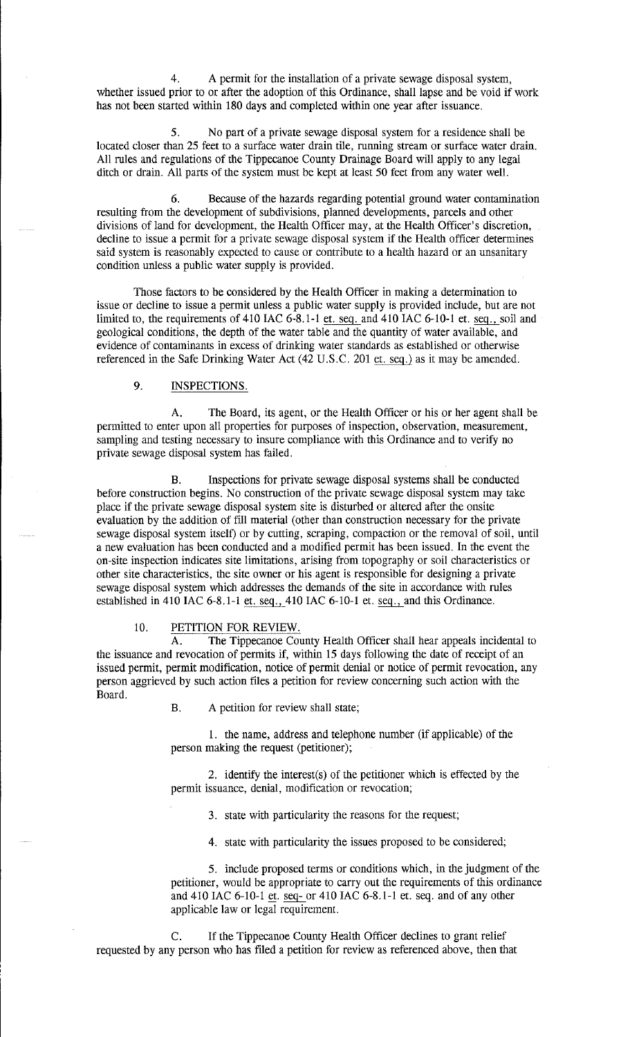4. A permit for the installation of a private sewage disposal system, whether issued prior to or after the adoption of this Ordinance, shall lapse and be void if work has not been started within 180 days and completed within one year after issuance.

5. No part of a private sewage disposal system for a residence shall be located closer than 25 feet to a surface water drain tile, running stream or surface water drain. All rules and regulations of the Tippecanoe County Drainage Board will apply to any legal ditch or drain. All parts of the system must be kept at least 50 feet from any water well.

6. Because of the hazards regarding potential ground water contamination resulting from the development of subdivisions, planned developments, parcels and other divisions of land for development, the Health Officer may, at the Health Officer's discretion, decline to issue a permit for a private sewage disposal system if the Health officer determines said system is reasonably expected to cause or contribute to a health hazard or an unsanitary condition unless a public water supply is provided.

Those factors to be considered by the Health Officer in making a determination to issue or decline to issue a permit unless a public water supply is provided include, but are not limited to, the requirements of 410 IAC 6-8.1-1 et. seq. and 410 IAC 6-10-1 et. seq., soil and geological conditions, the depth of the water table and the quantity of water available, and evidence of contaminants in excess of drinking water standards as established or otherwise referenced in the Safe Drinking Water Act (42 U.S.C. 201 et. seq.) as it may be amended.

## 9. INSPECTIONS.

A. The Board, its agent, or the Health Officer or his or her agent shall be permitted to enter upon all properties for purposes of inspection, observation, measurement, sampling and testing necessary to insure compliance with this Ordinance and to verify no private sewage disposal system has failed.

B. Inspections for private sewage disposal systems shall be conducted before construction begins. No construction of the private sewage disposal system may take place if the private sewage disposal system site is disturbed or altered after the onsite evaluation by the addition of fill material (other than construction necessary for the private sewage disposal system itself) or by cutting, scraping, compaction or the removal of soil, until a new evaluation has been conducted and a modified permit has been issued. In the event the on-site inspection indicates site limitations, arising from topography or soil characteristics or other site characteristics, the site owner or his agent is responsible for designing a private sewage disposal system which addresses the demands of the site in accordance with rules established in 410 IAC 6-8.1-1 et. seq., 410 IAC 6-10-1 et. seq., and this Ordinance.

## 10. PETITION FOR REVIEW.

A. The Tippecanoe County Health Officer shall hear appeals incidental to the issuance and revocation of permits if, within 15 days following the date of receipt of an issued permit, permit modification, notice of permit denial or notice of permit revocation, any person aggrieved by such action files a petition for review concerning such action with the Board.

B. A petition for review shall state;

1. the name, address and telephone number (if applicable) of the person making the request (petitioner);

2. identify the interest(s) of the petitioner which is effected by the permit issuance, denial, modification or revocation;

3. state with particularity the reasons for the request;

4. state with particularity the issues proposed to be considered;

5. include proposed terms or conditions which, in the judgment of the petitioner, would be appropriate to carry out the requirements of this ordinance and 410 IAC 6-10-1 et. seq- or 410 IAC 6-8.1-1 et. seq. and of any other applicable law or legal requirement.

C. If the Tippecanoe County Health Officer declines to grant relief requested by any person who has filed a petition for review as referenced above, then that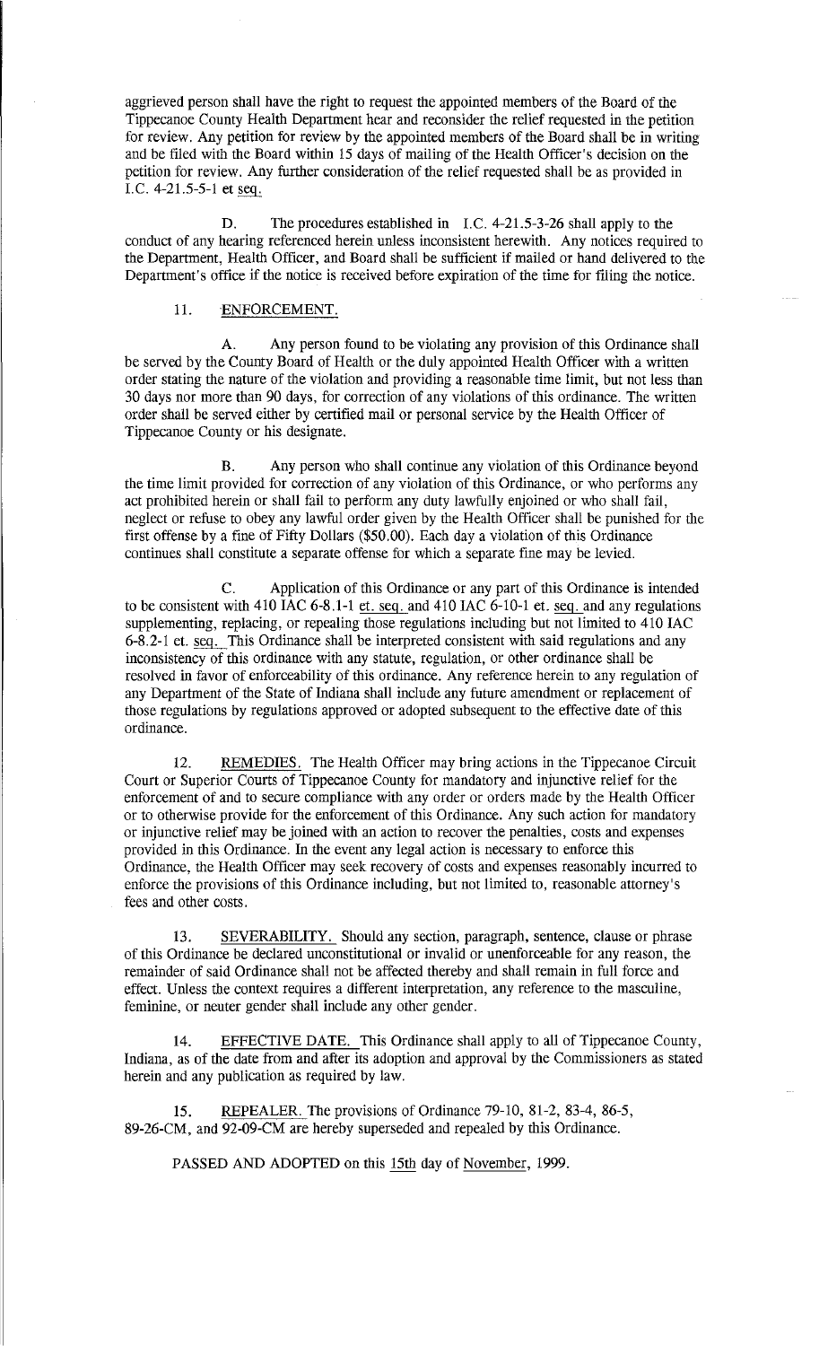aggrieved person shall have the right to request the appointed members of the Board of the Tippecanoe County Health Department hear and reconsider the relief requested in the petition for review. Any petition for review by the appointed members of the Board shall be in writing and be filed with the Board within 15 days of mailing of the Health Officer's decision on the petition for review. Any further consideration of the relief requested shall be as provided in I.C. 4-21.5-5-1 et seq.

D. The procedures established in I.C. 4-21.5-3-26 shall apply to the conduct of any hearing referenced herein unless inconsistent herewith. Any notices required to the Department, Health Officer, and Board shall be sufficient if mailed or hand delivered to the Department's office if the notice is received before expiration of the time for filing the notice.

11. ENFORCEMENT.

A. Any person found to be violating any provision of this Ordinance shall be served by the County Board of Health or the duly appointed Health Officer with a written order stating the nature of the violation and providing a reasonable time limit, but not less than 30 days nor more than 90 days, for correction of any violations of this ordinance. The written order shall be served either by certified mail or personal service by the Health Officer of Tippecanoe County or his designate.

B. Any person who shall continue any violation of this Ordinance beyond the time limit provided for correction of any violation of this Ordinance, or who performs any act prohibited herein or shall fail to perform any duty lawfully enjoined or who shall fail, neglect or refuse to obey any lawful order given by the Health Officer shall be punished for the first offense by a fine of Fifty Dollars ($50.00). Each day a violation of this Ordinance continues shall constitute a separate offense for which a separate fine may be levied.

C. Application of this Ordinance or any part of this Ordinance is intended to be consistent with 410 IAC 6-8.1-1 et. seq. and 410 IAC 6-10-1 et. seq. and any regulations supplementing, replacing, or repealing those regulations including but not limited to 410 IAC 6-8.2-1 et. seq. This Ordinance shall be interpreted consistent with said regulations and any inconsistency of this ordinance with any statute, regulation, or other ordinance shall be resolved in favor of enforceability of this ordinance. Any reference herein to any regulation of any Department of the State of Indiana shall include any future amendment or replacement of those regulations by regulations approved or adopted subsequent to the effective date of this ordinance.

12. REMEDIES. The Health Officer may bring actions in the Tippecanoe Circuit Court or Superior Courts of Tippecanoe County for mandatory and injunctive relief for the enforcement of and to secure compliance with any order or orders made by the Health Officer or to otherwise provide for the enforcement of this Ordinance. Any such action for mandatory or injunctive relief may be joined with an action to recover the penalties, costs and expenses provided in this Ordinance. In the event any legal action is necessary to enforce this Ordinance, the Health Officer may seek recovery of costs and expenses reasonably incurred to enforce the provisions of this Ordinance including, but not limited to, reasonable attorney's fees and other costs.

13. SEVERABILITY. Should any section, paragraph, sentence, clause or phrase of this Ordinance be declared unconstitutional or invalid or unenforceable for any reason, the remainder of said Ordinance shall not be affected thereby and shall remain in full force and effect. Unless the context requires a different interpretation, any reference to the masculine, feminine, or neuter gender shall include any other gender.

14. EFFECTIVE DATE. This Ordinance shall apply to all of Tippecanoe County, Indiana, as of the date from and after its adoption and approval by the Commissioners as stated herein and any publication as required by law.

15. REPEALER. The provisions of Ordinance 79-10, 81-2, 83-4, 86-5, 89-26-CM, and 92-09-CM are hereby superseded and repealed by this Ordinance.

PASSED AND ADOPTED on this 15th day of November, 1999.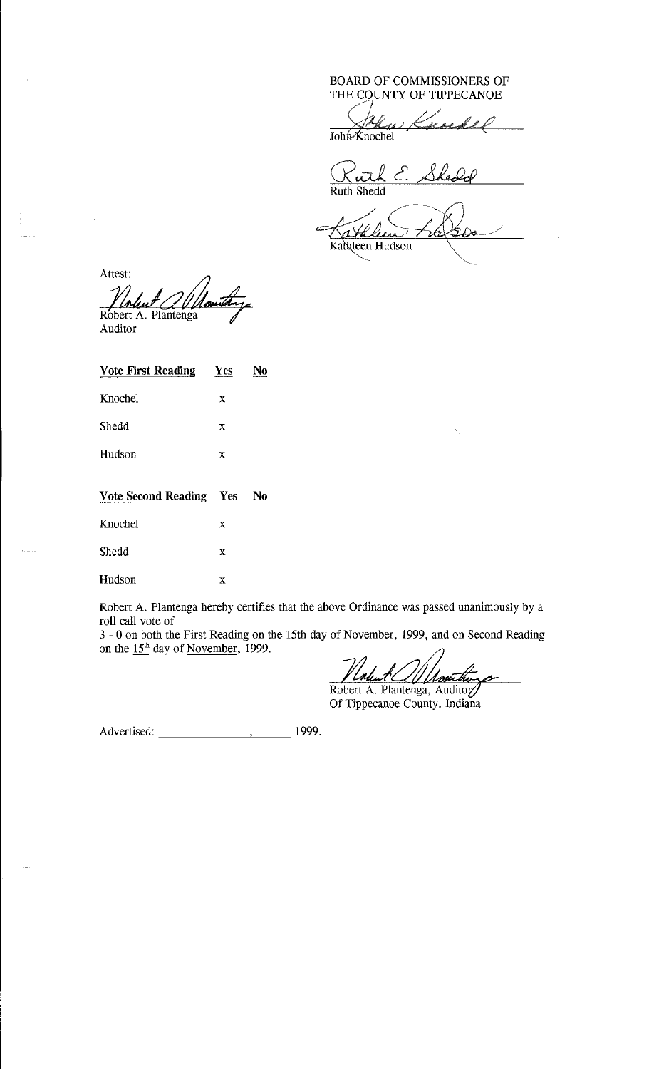BOARD OF COMMISSIONERS OF
THE COUNTY OF TIPPECANOE

John Knochel

Ruth Shedd

Kathleen Hudson

Attest:

Robert A. Plantenga
Auditor

| Vote First Reading | Yes | No |
|---|---|---|
| Knochel | x | |
| Shedd | x | |
| Hudson | x | |

| Vote Second Reading | Yes | No |
|---|---|---|
| Knochel | x | |
| Shedd | x | |
| Hudson | x | |

Robert A. Plantenga hereby certifies that the above Ordinance was passed unanimously by a roll call vote of
3 - 0 on both the First Reading on the 15th day of November, 1999, and on Second Reading on the 15th day of November, 1999.

Robert A. Plantenga, Auditor
Of Tippecanoe County, Indiana

Advertised: ______________, 1999.